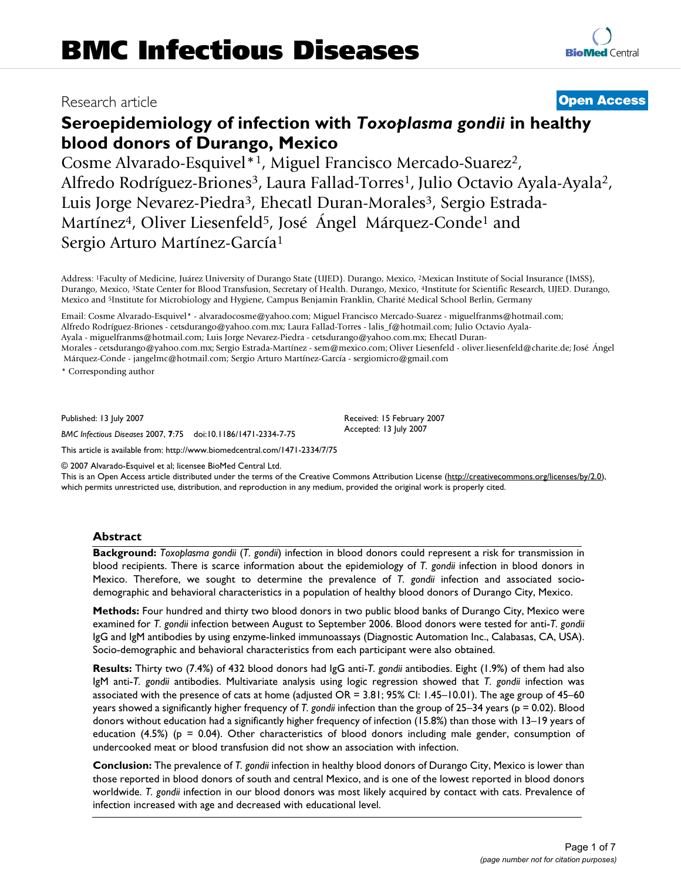BMC Infectious Diseases

Research article

**Open Access**

# Seroepidemiology of infection with *Toxoplasma gondii* in healthy blood donors of Durango, Mexico

Cosme Alvarado-Esquivel*[1], Miguel Francisco Mercado-Suarez[2], Alfredo Rodríguez-Briones[3], Laura Fallad-Torres[1], Julio Octavio Ayala-Ayala[2], Luis Jorge Nevarez-Piedra[3], Ehecatl Duran-Morales[3], Sergio Estrada-Martínez[4], Oliver Liesenfeld[5], José Ángel Márquez-Conde[1] and Sergio Arturo Martínez-García[1]

Address: [1]Faculty of Medicine, Juárez University of Durango State (UJED). Durango, Mexico, [2]Mexican Institute of Social Insurance (IMSS), Durango, Mexico, [3]State Center for Blood Transfusion, Secretary of Health. Durango, Mexico, [4]Institute for Scientific Research, UJED. Durango, Mexico and [5]Institute for Microbiology and Hygiene, Campus Benjamin Franklin, Charité Medical School Berlin, Germany

Email: Cosme Alvarado-Esquivel* - alvaradocosme@yahoo.com; Miguel Francisco Mercado-Suarez - miguelfranms@hotmail.com; Alfredo Rodríguez-Briones - cetsdurango@yahoo.com.mx; Laura Fallad-Torres - lalis_f@hotmail.com; Julio Octavio Ayala-Ayala - miguelfranms@hotmail.com; Luis Jorge Nevarez-Piedra - cetsdurango@yahoo.com.mx; Ehecatl Duran-Morales - cetsdurango@yahoo.com.mx; Sergio Estrada-Martínez - sem@mexico.com; Oliver Liesenfeld - oliver.liesenfeld@charite.de; José Ángel Márquez-Conde - jangelmc@hotmail.com; Sergio Arturo Martínez-García - sergiomicro@gmail.com

\* Corresponding author

Published: 13 July 2007

*BMC Infectious Diseases* 2007, **7**:75 doi:10.1186/1471-2334-7-75

Received: 15 February 2007
Accepted: 13 July 2007

This article is available from: http://www.biomedcentral.com/1471-2334/7/75

© 2007 Alvarado-Esquivel et al; licensee BioMed Central Ltd.
This is an Open Access article distributed under the terms of the Creative Commons Attribution License (http://creativecommons.org/licenses/by/2.0), which permits unrestricted use, distribution, and reproduction in any medium, provided the original work is properly cited.

## Abstract

**Background:** *Toxoplasma gondii* (*T. gondii*) infection in blood donors could represent a risk for transmission in blood recipients. There is scarce information about the epidemiology of *T. gondii* infection in blood donors in Mexico. Therefore, we sought to determine the prevalence of *T. gondii* infection and associated socio-demographic and behavioral characteristics in a population of healthy blood donors of Durango City, Mexico.

**Methods:** Four hundred and thirty two blood donors in two public blood banks of Durango City, Mexico were examined for *T. gondii* infection between August to September 2006. Blood donors were tested for anti-*T. gondii* IgG and IgM antibodies by using enzyme-linked immunoassays (Diagnostic Automation Inc., Calabasas, CA, USA). Socio-demographic and behavioral characteristics from each participant were also obtained.

**Results:** Thirty two (7.4%) of 432 blood donors had IgG anti-*T. gondii* antibodies. Eight (1.9%) of them had also IgM anti-*T. gondii* antibodies. Multivariate analysis using logic regression showed that *T. gondii* infection was associated with the presence of cats at home (adjusted OR = 3.81; 95% CI: 1.45–10.01). The age group of 45–60 years showed a significantly higher frequency of *T. gondii* infection than the group of 25–34 years ($p = 0.02$). Blood donors without education had a significantly higher frequency of infection (15.8%) than those with 13–19 years of education (4.5%) ($p = 0.04$). Other characteristics of blood donors including male gender, consumption of undercooked meat or blood transfusion did not show an association with infection.

**Conclusion:** The prevalence of *T. gondii* infection in healthy blood donors of Durango City, Mexico is lower than those reported in blood donors of south and central Mexico, and is one of the lowest reported in blood donors worldwide. *T. gondii* infection in our blood donors was most likely acquired by contact with cats. Prevalence of infection increased with age and decreased with educational level.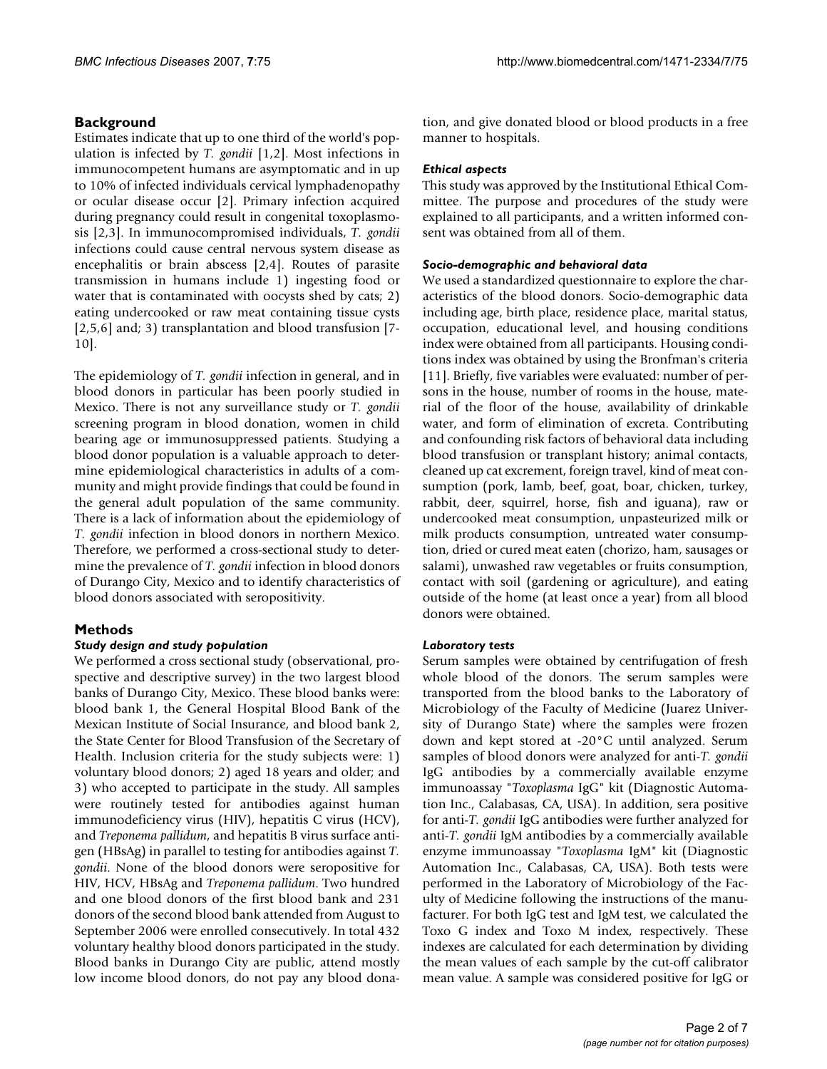## Background

Estimates indicate that up to one third of the world's population is infected by *T. gondii* [1,2]. Most infections in immunocompetent humans are asymptomatic and in up to 10% of infected individuals cervical lymphadenopathy or ocular disease occur [2]. Primary infection acquired during pregnancy could result in congenital toxoplasmosis [2,3]. In immunocompromised individuals, *T. gondii* infections could cause central nervous system disease as encephalitis or brain abscess [2,4]. Routes of parasite transmission in humans include 1) ingesting food or water that is contaminated with oocysts shed by cats; 2) eating undercooked or raw meat containing tissue cysts [2,5,6] and; 3) transplantation and blood transfusion [7-10].

The epidemiology of *T. gondii* infection in general, and in blood donors in particular has been poorly studied in Mexico. There is not any surveillance study or *T. gondii* screening program in blood donation, women in child bearing age or immunosuppressed patients. Studying a blood donor population is a valuable approach to determine epidemiological characteristics in adults of a community and might provide findings that could be found in the general adult population of the same community. There is a lack of information about the epidemiology of *T. gondii* infection in blood donors in northern Mexico. Therefore, we performed a cross-sectional study to determine the prevalence of *T. gondii* infection in blood donors of Durango City, Mexico and to identify characteristics of blood donors associated with seropositivity.

## Methods

### *Study design and study population*

We performed a cross sectional study (observational, prospective and descriptive survey) in the two largest blood banks of Durango City, Mexico. These blood banks were: blood bank 1, the General Hospital Blood Bank of the Mexican Institute of Social Insurance, and blood bank 2, the State Center for Blood Transfusion of the Secretary of Health. Inclusion criteria for the study subjects were: 1) voluntary blood donors; 2) aged 18 years and older; and 3) who accepted to participate in the study. All samples were routinely tested for antibodies against human immunodeficiency virus (HIV), hepatitis C virus (HCV), and *Treponema pallidum*, and hepatitis B virus surface antigen (HBsAg) in parallel to testing for antibodies against *T. gondii*. None of the blood donors were seropositive for HIV, HCV, HBsAg and *Treponema pallidum*. Two hundred and one blood donors of the first blood bank and 231 donors of the second blood bank attended from August to September 2006 were enrolled consecutively. In total 432 voluntary healthy blood donors participated in the study. Blood banks in Durango City are public, attend mostly low income blood donors, do not pay any blood donation, and give donated blood or blood products in a free manner to hospitals.

### *Ethical aspects*

This study was approved by the Institutional Ethical Committee. The purpose and procedures of the study were explained to all participants, and a written informed consent was obtained from all of them.

### *Socio-demographic and behavioral data*

We used a standardized questionnaire to explore the characteristics of the blood donors. Socio-demographic data including age, birth place, residence place, marital status, occupation, educational level, and housing conditions index were obtained from all participants. Housing conditions index was obtained by using the Bronfman's criteria [11]. Briefly, five variables were evaluated: number of persons in the house, number of rooms in the house, material of the floor of the house, availability of drinkable water, and form of elimination of excreta. Contributing and confounding risk factors of behavioral data including blood transfusion or transplant history; animal contacts, cleaned up cat excrement, foreign travel, kind of meat consumption (pork, lamb, beef, goat, boar, chicken, turkey, rabbit, deer, squirrel, horse, fish and iguana), raw or undercooked meat consumption, unpasteurized milk or milk products consumption, untreated water consumption, dried or cured meat eaten (chorizo, ham, sausages or salami), unwashed raw vegetables or fruits consumption, contact with soil (gardening or agriculture), and eating outside of the home (at least once a year) from all blood donors were obtained.

### *Laboratory tests*

Serum samples were obtained by centrifugation of fresh whole blood of the donors. The serum samples were transported from the blood banks to the Laboratory of Microbiology of the Faculty of Medicine (Juarez University of Durango State) where the samples were frozen down and kept stored at -20°C until analyzed. Serum samples of blood donors were analyzed for anti-*T. gondii* IgG antibodies by a commercially available enzyme immunoassay "*Toxoplasma* IgG" kit (Diagnostic Automation Inc., Calabasas, CA, USA). In addition, sera positive for anti-*T. gondii* IgG antibodies were further analyzed for anti-*T. gondii* IgM antibodies by a commercially available enzyme immunoassay "*Toxoplasma* IgM" kit (Diagnostic Automation Inc., Calabasas, CA, USA). Both tests were performed in the Laboratory of Microbiology of the Faculty of Medicine following the instructions of the manufacturer. For both IgG test and IgM test, we calculated the Toxo G index and Toxo M index, respectively. These indexes are calculated for each determination by dividing the mean values of each sample by the cut-off calibrator mean value. A sample was considered positive for IgG or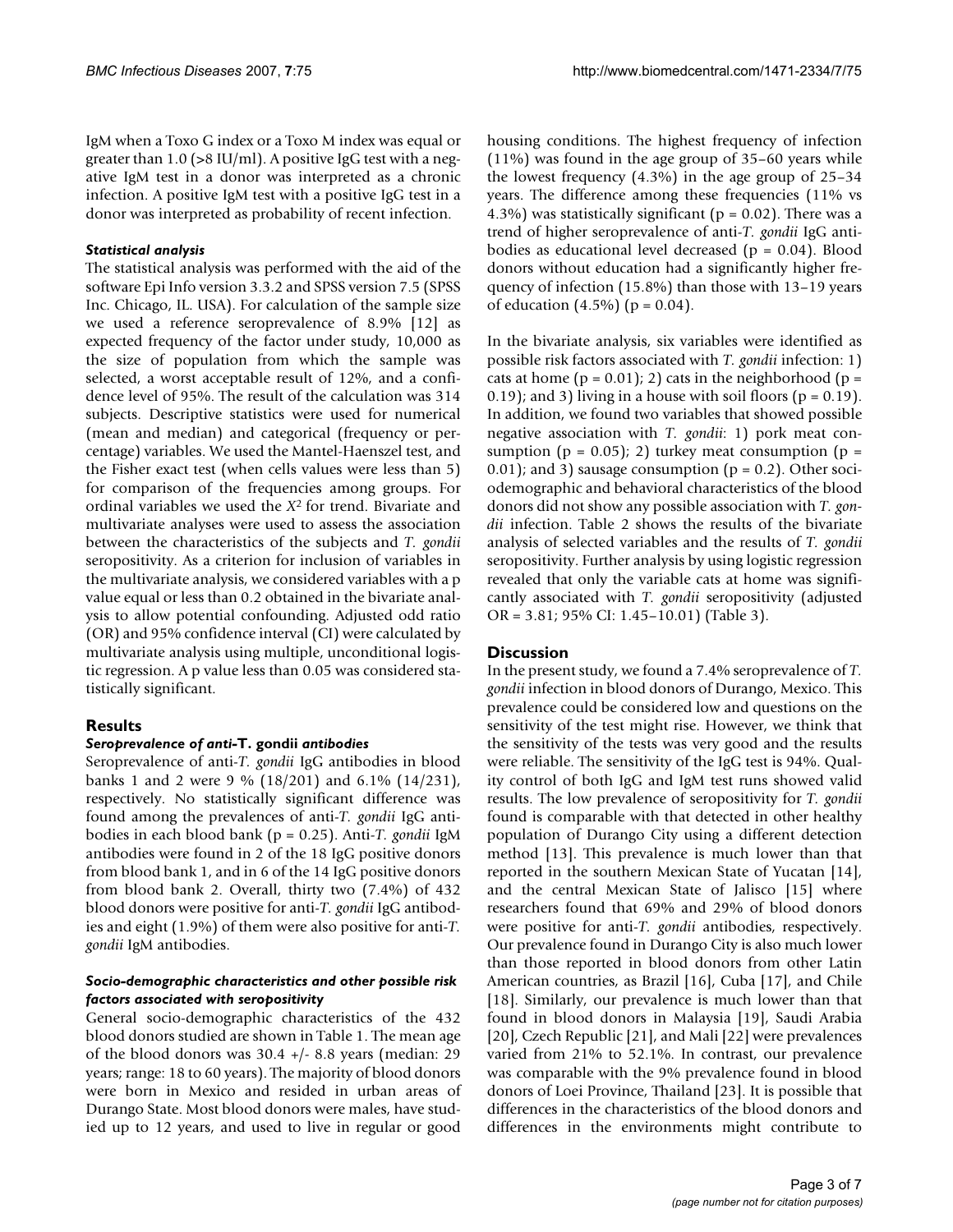IgM when a Toxo G index or a Toxo M index was equal or greater than 1.0 (>8 IU/ml). A positive IgG test with a negative IgM test in a donor was interpreted as a chronic infection. A positive IgM test with a positive IgG test in a donor was interpreted as probability of recent infection.

#### *Statistical analysis*

The statistical analysis was performed with the aid of the software Epi Info version 3.3.2 and SPSS version 7.5 (SPSS Inc. Chicago, IL. USA). For calculation of the sample size we used a reference seroprevalence of 8.9% [12] as expected frequency of the factor under study, 10,000 as the size of population from which the sample was selected, a worst acceptable result of 12%, and a confidence level of 95%. The result of the calculation was 314 subjects. Descriptive statistics were used for numerical (mean and median) and categorical (frequency or percentage) variables. We used the Mantel-Haenszel test, and the Fisher exact test (when cells values were less than 5) for comparison of the frequencies among groups. For ordinal variables we used the $X^2$ for trend. Bivariate and multivariate analyses were used to assess the association between the characteristics of the subjects and *T. gondii* seropositivity. As a criterion for inclusion of variables in the multivariate analysis, we considered variables with a p value equal or less than 0.2 obtained in the bivariate analysis to allow potential confounding. Adjusted odd ratio (OR) and 95% confidence interval (CI) were calculated by multivariate analysis using multiple, unconditional logistic regression. A p value less than 0.05 was considered statistically significant.

## Results

#### *Seroprevalence of anti-***T. gondii** *antibodies*

Seroprevalence of anti-*T. gondii* IgG antibodies in blood banks 1 and 2 were 9 % (18/201) and 6.1% (14/231), respectively. No statistically significant difference was found among the prevalences of anti-*T. gondii* IgG antibodies in each blood bank (p = 0.25). Anti-*T. gondii* IgM antibodies were found in 2 of the 18 IgG positive donors from blood bank 1, and in 6 of the 14 IgG positive donors from blood bank 2. Overall, thirty two (7.4%) of 432 blood donors were positive for anti-*T. gondii* IgG antibodies and eight (1.9%) of them were also positive for anti-*T. gondii* IgM antibodies.

#### *Socio-demographic characteristics and other possible risk factors associated with seropositivity*

General socio-demographic characteristics of the 432 blood donors studied are shown in Table 1. The mean age of the blood donors was 30.4 +/- 8.8 years (median: 29 years; range: 18 to 60 years). The majority of blood donors were born in Mexico and resided in urban areas of Durango State. Most blood donors were males, have studied up to 12 years, and used to live in regular or good housing conditions. The highest frequency of infection (11%) was found in the age group of 35–60 years while the lowest frequency (4.3%) in the age group of 25–34 years. The difference among these frequencies (11% vs 4.3%) was statistically significant (p = 0.02). There was a trend of higher seroprevalence of anti-*T. gondii* IgG antibodies as educational level decreased (p = 0.04). Blood donors without education had a significantly higher frequency of infection (15.8%) than those with 13–19 years of education (4.5%) (p = 0.04).

In the bivariate analysis, six variables were identified as possible risk factors associated with *T. gondii* infection: 1) cats at home (p = 0.01); 2) cats in the neighborhood (p = 0.19); and 3) living in a house with soil floors (p = 0.19). In addition, we found two variables that showed possible negative association with *T. gondii*: 1) pork meat consumption (p = 0.05); 2) turkey meat consumption (p = 0.01); and 3) sausage consumption (p = 0.2). Other sociodemographic and behavioral characteristics of the blood donors did not show any possible association with *T. gondii* infection. Table 2 shows the results of the bivariate analysis of selected variables and the results of *T. gondii* seropositivity. Further analysis by using logistic regression revealed that only the variable cats at home was significantly associated with *T. gondii* seropositivity (adjusted OR = 3.81; 95% CI: 1.45–10.01) (Table 3).

## Discussion

In the present study, we found a 7.4% seroprevalence of *T. gondii* infection in blood donors of Durango, Mexico. This prevalence could be considered low and questions on the sensitivity of the test might rise. However, we think that the sensitivity of the tests was very good and the results were reliable. The sensitivity of the IgG test is 94%. Quality control of both IgG and IgM test runs showed valid results. The low prevalence of seropositivity for *T. gondii* found is comparable with that detected in other healthy population of Durango City using a different detection method [13]. This prevalence is much lower than that reported in the southern Mexican State of Yucatan [14], and the central Mexican State of Jalisco [15] where researchers found that 69% and 29% of blood donors were positive for anti-*T. gondii* antibodies, respectively. Our prevalence found in Durango City is also much lower than those reported in blood donors from other Latin American countries, as Brazil [16], Cuba [17], and Chile [18]. Similarly, our prevalence is much lower than that found in blood donors in Malaysia [19], Saudi Arabia [20], Czech Republic [21], and Mali [22] were prevalences varied from 21% to 52.1%. In contrast, our prevalence was comparable with the 9% prevalence found in blood donors of Loei Province, Thailand [23]. It is possible that differences in the characteristics of the blood donors and differences in the environments might contribute to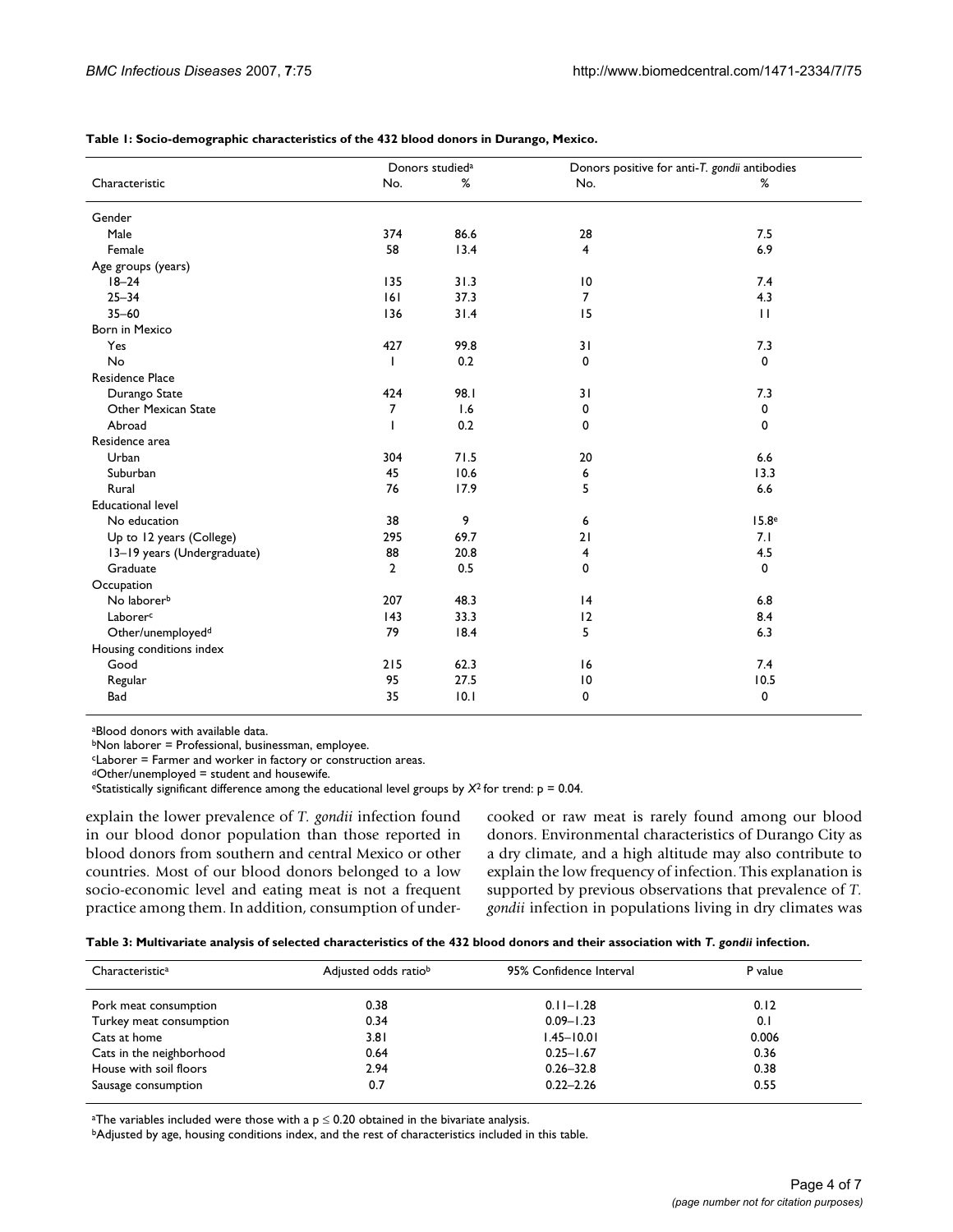**Table 1: Socio-demographic characteristics of the 432 blood donors in Durango, Mexico.**

| Characteristic | Donors studied[a] | | Donors positive for anti-*T. gondii* antibodies | |
|---|---|---|---|---|
| | No. | % | No. | % |
| Gender | | | | |
| Male | 374 | 86.6 | 28 | 7.5 |
| Female | 58 | 13.4 | 4 | 6.9 |
| Age groups (years) | | | | |
| 18–24 | 135 | 31.3 | 10 | 7.4 |
| 25–34 | 161 | 37.3 | 7 | 4.3 |
| 35–60 | 136 | 31.4 | 15 | 11 |
| Born in Mexico | | | | |
| Yes | 427 | 99.8 | 31 | 7.3 |
| No | 1 | 0.2 | 0 | 0 |
| Residence Place | | | | |
| Durango State | 424 | 98.1 | 31 | 7.3 |
| Other Mexican State | 7 | 1.6 | 0 | 0 |
| Abroad | 1 | 0.2 | 0 | 0 |
| Residence area | | | | |
| Urban | 304 | 71.5 | 20 | 6.6 |
| Suburban | 45 | 10.6 | 6 | 13.3 |
| Rural | 76 | 17.9 | 5 | 6.6 |
| Educational level | | | | |
| No education | 38 | 9 | 6 | 15.8[e] |
| Up to 12 years (College) | 295 | 69.7 | 21 | 7.1 |
| 13–19 years (Undergraduate) | 88 | 20.8 | 4 | 4.5 |
| Graduate | 2 | 0.5 | 0 | 0 |
| Occupation | | | | |
| No laborer[b] | 207 | 48.3 | 14 | 6.8 |
| Laborer[c] | 143 | 33.3 | 12 | 8.4 |
| Other/unemployed[d] | 79 | 18.4 | 5 | 6.3 |
| Housing conditions index | | | | |
| Good | 215 | 62.3 | 16 | 7.4 |
| Regular | 95 | 27.5 | 10 | 10.5 |
| Bad | 35 | 10.1 | 0 | 0 |

[a]Blood donors with available data.
[b]Non laborer = Professional, businessman, employee.
[c]Laborer = Farmer and worker in factory or construction areas.
[d]Other/unemployed = student and housewife.
[e]Statistically significant difference among the educational level groups by $X^2$ for trend: $p = 0.04$.

explain the lower prevalence of *T. gondii* infection found in our blood donor population than those reported in blood donors from southern and central Mexico or other countries. Most of our blood donors belonged to a low socio-economic level and eating meat is not a frequent practice among them. In addition, consumption of undercooked or raw meat is rarely found among our blood donors. Environmental characteristics of Durango City as a dry climate, and a high altitude may also contribute to explain the low frequency of infection. This explanation is supported by previous observations that prevalence of *T. gondii* infection in populations living in dry climates was

**Table 3: Multivariate analysis of selected characteristics of the 432 blood donors and their association with *T. gondii* infection.**

| Characteristic[a] | Adjusted odds ratio[b] | 95% Confidence Interval | P value |
|---|---|---|---|
| Pork meat consumption | 0.38 | 0.11–1.28 | 0.12 |
| Turkey meat consumption | 0.34 | 0.09–1.23 | 0.1 |
| Cats at home | 3.81 | 1.45–10.01 | 0.006 |
| Cats in the neighborhood | 0.64 | 0.25–1.67 | 0.36 |
| House with soil floors | 2.94 | 0.26–32.8 | 0.38 |
| Sausage consumption | 0.7 | 0.22–2.26 | 0.55 |

[a]The variables included were those with a $p \leq 0.20$ obtained in the bivariate analysis.
[b]Adjusted by age, housing conditions index, and the rest of characteristics included in this table.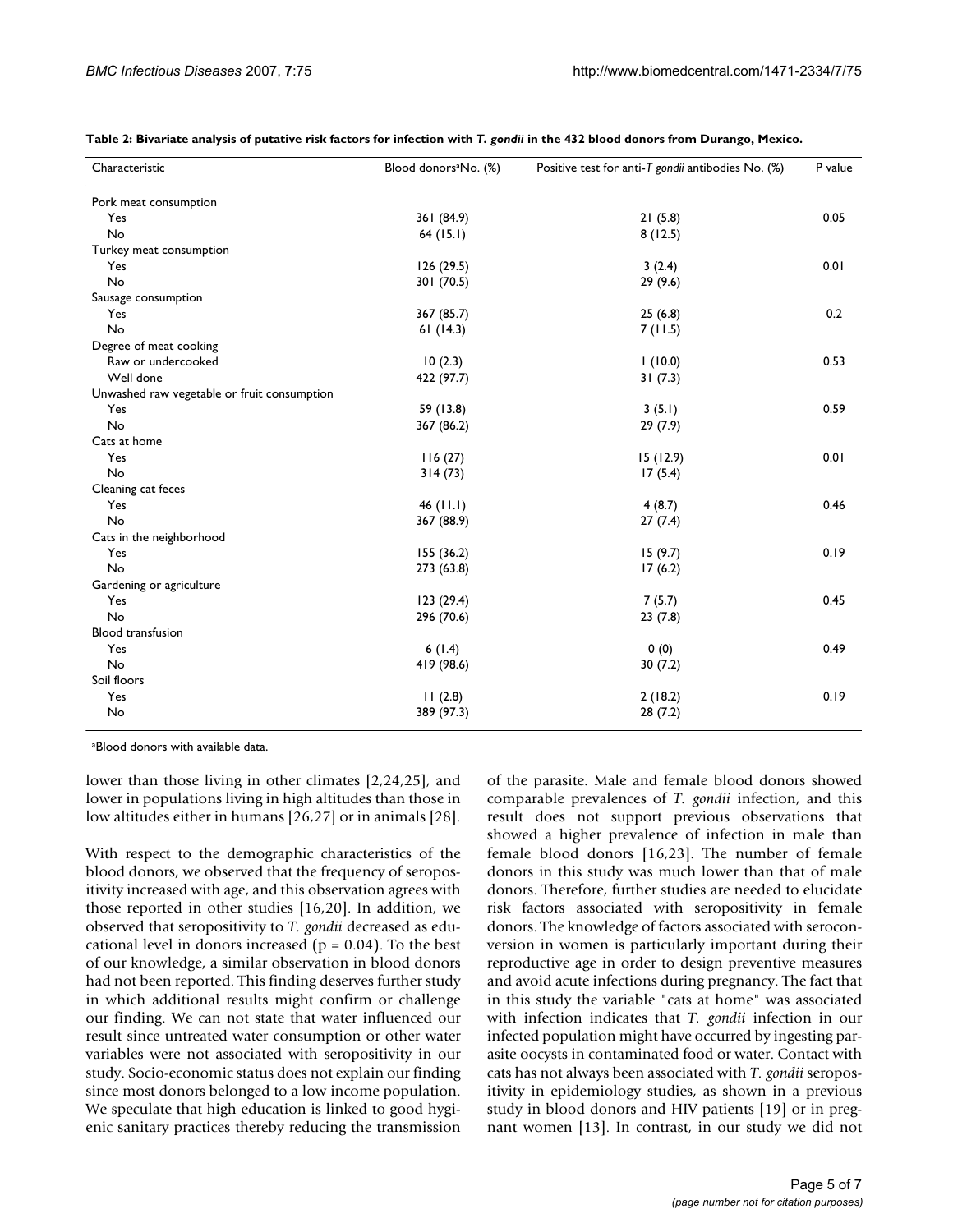**Table 2: Bivariate analysis of putative risk factors for infection with *T. gondii* in the 432 blood donors from Durango, Mexico.**

| Characteristic | Blood donors[a] No. (%) | Positive test for anti-*T gondii* antibodies No. (%) | P value |
| --- | --- | --- | --- |
| Pork meat consumption | | | |
| Yes | 361 (84.9) | 21 (5.8) | 0.05 |
| No | 64 (15.1) | 8 (12.5) | |
| Turkey meat consumption | | | |
| Yes | 126 (29.5) | 3 (2.4) | 0.01 |
| No | 301 (70.5) | 29 (9.6) | |
| Sausage consumption | | | |
| Yes | 367 (85.7) | 25 (6.8) | 0.2 |
| No | 61 (14.3) | 7 (11.5) | |
| Degree of meat cooking | | | |
| Raw or undercooked | 10 (2.3) | 1 (10.0) | 0.53 |
| Well done | 422 (97.7) | 31 (7.3) | |
| Unwashed raw vegetable or fruit consumption | | | |
| Yes | 59 (13.8) | 3 (5.1) | 0.59 |
| No | 367 (86.2) | 29 (7.9) | |
| Cats at home | | | |
| Yes | 116 (27) | 15 (12.9) | 0.01 |
| No | 314 (73) | 17 (5.4) | |
| Cleaning cat feces | | | |
| Yes | 46 (11.1) | 4 (8.7) | 0.46 |
| No | 367 (88.9) | 27 (7.4) | |
| Cats in the neighborhood | | | |
| Yes | 155 (36.2) | 15 (9.7) | 0.19 |
| No | 273 (63.8) | 17 (6.2) | |
| Gardening or agriculture | | | |
| Yes | 123 (29.4) | 7 (5.7) | 0.45 |
| No | 296 (70.6) | 23 (7.8) | |
| Blood transfusion | | | |
| Yes | 6 (1.4) | 0 (0) | 0.49 |
| No | 419 (98.6) | 30 (7.2) | |
| Soil floors | | | |
| Yes | 11 (2.8) | 2 (18.2) | 0.19 |
| No | 389 (97.3) | 28 (7.2) | |

[a]Blood donors with available data.

lower than those living in other climates [2,24,25], and lower in populations living in high altitudes than those in low altitudes either in humans [26,27] or in animals [28].

With respect to the demographic characteristics of the blood donors, we observed that the frequency of seropositivity increased with age, and this observation agrees with those reported in other studies [16,20]. In addition, we observed that seropositivity to *T. gondii* decreased as educational level in donors increased ($p = 0.04$). To the best of our knowledge, a similar observation in blood donors had not been reported. This finding deserves further study in which additional results might confirm or challenge our finding. We can not state that water influenced our result since untreated water consumption or other water variables were not associated with seropositivity in our study. Socio-economic status does not explain our finding since most donors belonged to a low income population. We speculate that high education is linked to good hygienic sanitary practices thereby reducing the transmission of the parasite. Male and female blood donors showed comparable prevalences of *T. gondii* infection, and this result does not support previous observations that showed a higher prevalence of infection in male than female blood donors [16,23]. The number of female donors in this study was much lower than that of male donors. Therefore, further studies are needed to elucidate risk factors associated with seropositivity in female donors. The knowledge of factors associated with seroconversion in women is particularly important during their reproductive age in order to design preventive measures and avoid acute infections during pregnancy. The fact that in this study the variable "cats at home" was associated with infection indicates that *T. gondii* infection in our infected population might have occurred by ingesting parasite oocysts in contaminated food or water. Contact with cats has not always been associated with *T. gondii* seropositivity in epidemiology studies, as shown in a previous study in blood donors and HIV patients [19] or in pregnant women [13]. In contrast, in our study we did not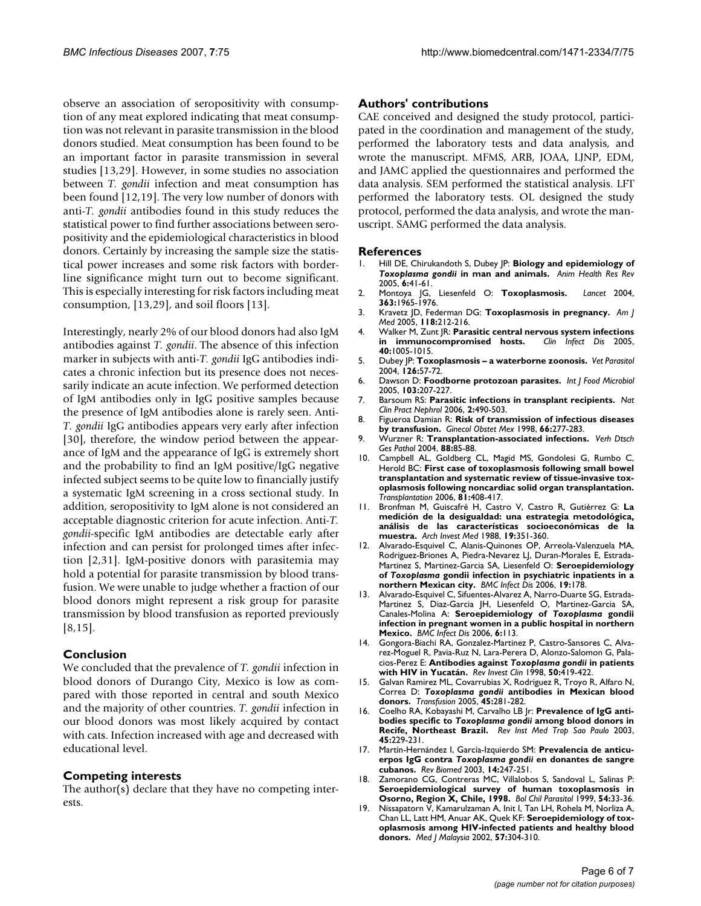observe an association of seropositivity with consumption of any meat explored indicating that meat consumption was not relevant in parasite transmission in the blood donors studied. Meat consumption has been found to be an important factor in parasite transmission in several studies [13,29]. However, in some studies no association between *T. gondii* infection and meat consumption has been found [12,19]. The very low number of donors with anti-*T. gondii* antibodies found in this study reduces the statistical power to find further associations between seropositivity and the epidemiological characteristics in blood donors. Certainly by increasing the sample size the statistical power increases and some risk factors with borderline significance might turn out to become significant. This is especially interesting for risk factors including meat consumption, [13,29], and soil floors [13].

Interestingly, nearly 2% of our blood donors had also IgM antibodies against *T. gondii*. The absence of this infection marker in subjects with anti-*T. gondii* IgG antibodies indicates a chronic infection but its presence does not necessarily indicate an acute infection. We performed detection of IgM antibodies only in IgG positive samples because the presence of IgM antibodies alone is rarely seen. Anti-*T. gondii* IgG antibodies appears very early after infection [30], therefore, the window period between the appearance of IgM and the appearance of IgG is extremely short and the probability to find an IgM positive/IgG negative infected subject seems to be quite low to financially justify a systematic IgM screening in a cross sectional study. In addition, seropositivity to IgM alone is not considered an acceptable diagnostic criterion for acute infection. Anti-*T. gondii*-specific IgM antibodies are detectable early after infection and can persist for prolonged times after infection [2,31]. IgM-positive donors with parasitemia may hold a potential for parasite transmission by blood transfusion. We were unable to judge whether a fraction of our blood donors might represent a risk group for parasite transmission by blood transfusion as reported previously [8,15].

## Conclusion

We concluded that the prevalence of *T. gondii* infection in blood donors of Durango City, Mexico is low as compared with those reported in central and south Mexico and the majority of other countries. *T. gondii* infection in our blood donors was most likely acquired by contact with cats. Infection increased with age and decreased with educational level.

## Competing interests

The author(s) declare that they have no competing interests.

## Authors' contributions

CAE conceived and designed the study protocol, participated in the coordination and management of the study, performed the laboratory tests and data analysis, and wrote the manuscript. MFMS, ARB, JOAA, LJNP, EDM, and JAMC applied the questionnaires and performed the data analysis. SEM performed the statistical analysis. LFT performed the laboratory tests. OL designed the study protocol, performed the data analysis, and wrote the manuscript. SAMG performed the data analysis.

## References

1. Hill DE, Chirukandoth S, Dubey JP: **Biology and epidemiology of *Toxoplasma gondii* in man and animals.** *Anim Health Res Rev* 2005, **6:**41-61.
2. Montoya JG, Liesenfeld O: **Toxoplasmosis.** *Lancet* 2004, **363:**1965-1976.
3. Kravetz JD, Federman DG: **Toxoplasmosis in pregnancy.** *Am J Med* 2005, **118:**212-216.
4. Walker M, Zunt JR: **Parasitic central nervous system infections in immunocompromised hosts.** *Clin Infect Dis* 2005, **40:**1005-1015.
5. Dubey JP: **Toxoplasmosis – a waterborne zoonosis.** *Vet Parasitol* 2004, **126:**57-72.
6. Dawson D: **Foodborne protozoan parasites.** *Int J Food Microbiol* 2005, **103:**207-227.
7. Barsoum RS: **Parasitic infections in transplant recipients.** *Nat Clin Pract Nephrol* 2006, **2:**490-503.
8. Figueroa Damian R: **Risk of transmission of infectious diseases by transfusion.** *Ginecol Obstet Mex* 1998, **66:**277-283.
9. Wurzner R: **Transplantation-associated infections.** *Verh Dtsch Ges Pathol* 2004, **88:**85-88.
10. Campbell AL, Goldberg CL, Magid MS, Gondolesi G, Rumbo C, Herold BC: **First case of toxoplasmosis following small bowel transplantation and systematic review of tissue-invasive toxoplasmosis following noncardiac solid organ transplantation.** *Transplantation* 2006, **81:**408-417.
11. Bronfman M, Guiscafré H, Castro V, Castro R, Gutiérrez G: **La medición de la desigualdad: una estrategia metodológica, análisis de las características socioeconómicas de la muestra.** *Arch Invest Med* 1988, **19:**351-360.
12. Alvarado-Esquivel C, Alanis-Quinones OP, Arreola-Valenzuela MA, Rodriguez-Briones A, Piedra-Nevarez LJ, Duran-Morales E, Estrada-Martinez S, Martinez-Garcia SA, Liesenfeld O: **Seroepidemiology of *Toxoplasma* gondii infection in psychiatric inpatients in a northern Mexican city.** *BMC Infect Dis* 2006, **19:**178.
13. Alvarado-Esquivel C, Sifuentes-Alvarez A, Narro-Duarte SG, Estrada-Martinez S, Diaz-Garcia JH, Liesenfeld O, Martinez-Garcia SA, Canales-Molina A: **Seroepidemiology of *Toxoplasma* gondii infection in pregnant women in a public hospital in northern Mexico.** *BMC Infect Dis* 2006, **6:**113.
14. Gongora-Biachi RA, Gonzalez-Martinez P, Castro-Sansores C, Alvarez-Moguel R, Pavia-Ruz N, Lara-Perera D, Alonzo-Salomon G, Palacios-Perez E: **Antibodies against *Toxoplasma gondii* in patients with HIV in Yucatán.** *Rev Invest Clin* 1998, **50:**419-422.
15. Galvan Ramirez ML, Covarrubias X, Rodriguez R, Troyo R, Alfaro N, Correa D: ***Toxoplasma gondii* antibodies in Mexican blood donors.** *Transfusion* 2005, **45:**281-282.
16. Coelho RA, Kobayashi M, Carvalho LB Jr: **Prevalence of IgG antibodies specific to *Toxoplasma gondii* among blood donors in Recife, Northeast Brazil.** *Rev Inst Med Trop Sao Paulo* 2003, **45:**229-231.
17. Martín-Hernández I, García-Izquierdo SM: **Prevalencia de anticuerpos IgG contra *Toxoplasma gondii* en donantes de sangre cubanos.** *Rev Biomed* 2003, **14:**247-251.
18. Zamorano CG, Contreras MC, Villalobos S, Sandoval L, Salinas P: **Seroepidemiological survey of human toxoplasmosis in Osorno, Region X, Chile, 1998.** *Bol Chil Parasitol* 1999, **54:**33-36.
19. Nissapatorn V, Kamarulzaman A, Init I, Tan LH, Rohela M, Norliza A, Chan LL, Latt HM, Anuar AK, Quek KF: **Seroepidemiology of toxoplasmosis among HIV-infected patients and healthy blood donors.** *Med J Malaysia* 2002, **57:**304-310.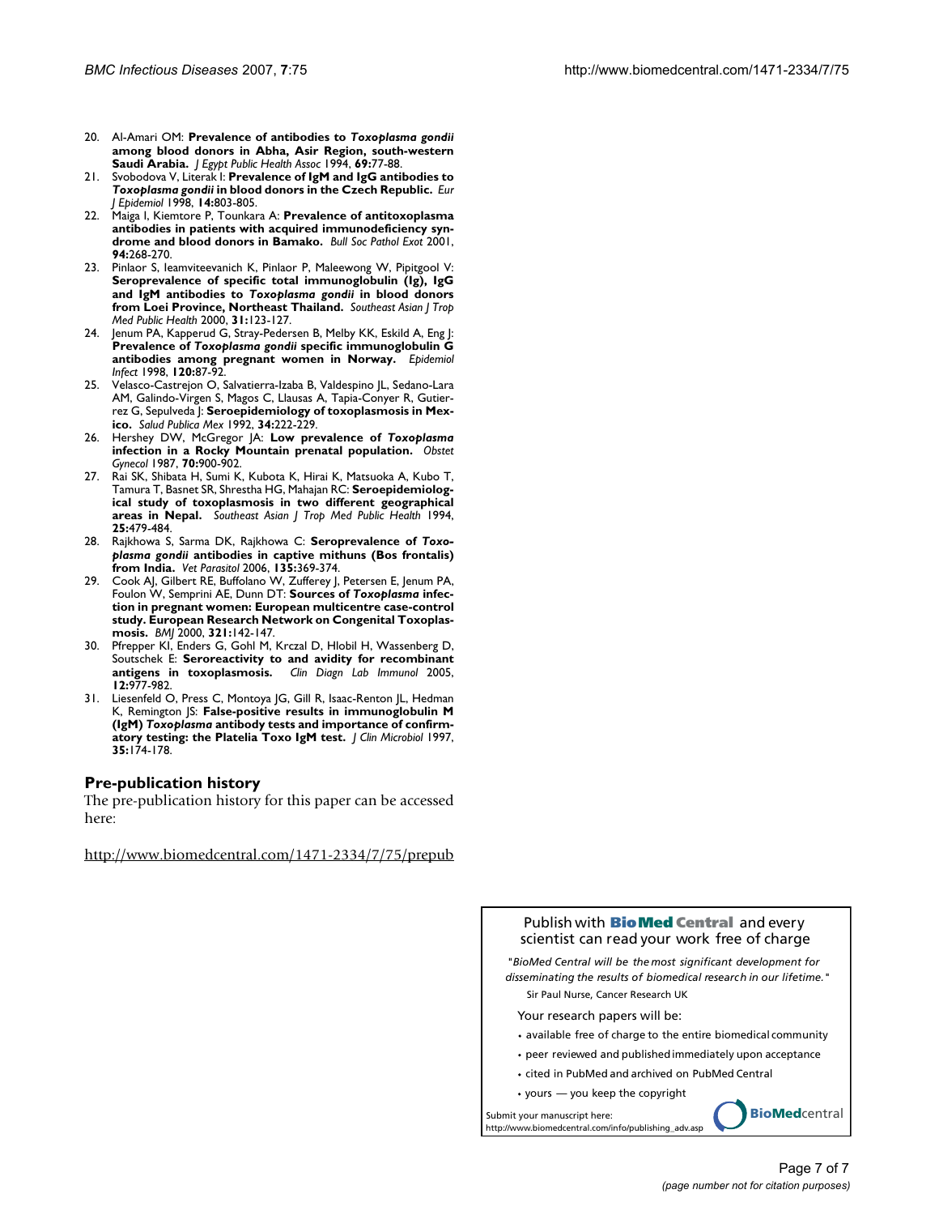20. Al-Amari OM: **Prevalence of antibodies to *Toxoplasma gondii* among blood donors in Abha, Asir Region, south-western Saudi Arabia.** *J Egypt Public Health Assoc* 1994, **69:**77-88.
21. Svobodova V, Literak I: **Prevalence of IgM and IgG antibodies to *Toxoplasma gondii* in blood donors in the Czech Republic.** *Eur J Epidemiol* 1998, **14:**803-805.
22. Maiga I, Kiemtore P, Tounkara A: **Prevalence of antitoxoplasma antibodies in patients with acquired immunodeficiency syndrome and blood donors in Bamako.** *Bull Soc Pathol Exot* 2001, **94:**268-270.
23. Pinlaor S, Ieamviteevanich K, Pinlaor P, Maleewong W, Pipitgool V: **Seroprevalence of specific total immunoglobulin (Ig), IgG and IgM antibodies to *Toxoplasma gondii* in blood donors from Loei Province, Northeast Thailand.** *Southeast Asian J Trop Med Public Health* 2000, **31:**123-127.
24. Jenum PA, Kapperud G, Stray-Pedersen B, Melby KK, Eskild A, Eng J: **Prevalence of *Toxoplasma gondii* specific immunoglobulin G antibodies among pregnant women in Norway.** *Epidemiol Infect* 1998, **120:**87-92.
25. Velasco-Castrejon O, Salvatierra-Izaba B, Valdespino JL, Sedano-Lara AM, Galindo-Virgen S, Magos C, Llausas A, Tapia-Conyer R, Gutierrez G, Sepulveda J: **Seroepidemiology of toxoplasmosis in Mexico.** *Salud Publica Mex* 1992, **34:**222-229.
26. Hershey DW, McGregor JA: **Low prevalence of *Toxoplasma* infection in a Rocky Mountain prenatal population.** *Obstet Gynecol* 1987, **70:**900-902.
27. Rai SK, Shibata H, Sumi K, Kubota K, Hirai K, Matsuoka A, Kubo T, Tamura T, Basnet SR, Shrestha HG, Mahajan RC: **Seroepidemiological study of toxoplasmosis in two different geographical areas in Nepal.** *Southeast Asian J Trop Med Public Health* 1994, **25:**479-484.
28. Rajkhowa S, Sarma DK, Rajkhowa C: **Seroprevalence of *Toxoplasma gondii* antibodies in captive mithuns (Bos frontalis) from India.** *Vet Parasitol* 2006, **135:**369-374.
29. Cook AJ, Gilbert RE, Buffolano W, Zufferey J, Petersen E, Jenum PA, Foulon W, Semprini AE, Dunn DT: **Sources of *Toxoplasma* infection in pregnant women: European multicentre case-control study. European Research Network on Congenital Toxoplasmosis.** *BMJ* 2000, **321:**142-147.
30. Pfrepper KI, Enders G, Gohl M, Krczal D, Hlobil H, Wassenberg D, Soutschek E: **Seroreactivity to and avidity for recombinant antigens in toxoplasmosis.** *Clin Diagn Lab Immunol* 2005, **12:**977-982.
31. Liesenfeld O, Press C, Montoya JG, Gill R, Isaac-Renton JL, Hedman K, Remington JS: **False-positive results in immunoglobulin M (IgM) *Toxoplasma* antibody tests and importance of confirmatory testing: the Platelia Toxo IgM test.** *J Clin Microbiol* 1997, **35:**174-178.

## Pre-publication history

The pre-publication history for this paper can be accessed here:

http://www.biomedcentral.com/1471-2334/7/75/prepub

Publish with **BioMed Central** and every scientist can read your work free of charge

*"BioMed Central will be the most significant development for disseminating the results of biomedical research in our lifetime."*

Sir Paul Nurse, Cancer Research UK

Your research papers will be:

- available free of charge to the entire biomedical community
- peer reviewed and published immediately upon acceptance
- cited in PubMed and archived on PubMed Central
- yours — you keep the copyright

Submit your manuscript here:
http://www.biomedcentral.com/info/publishing_adv.asp

BioMedcentral